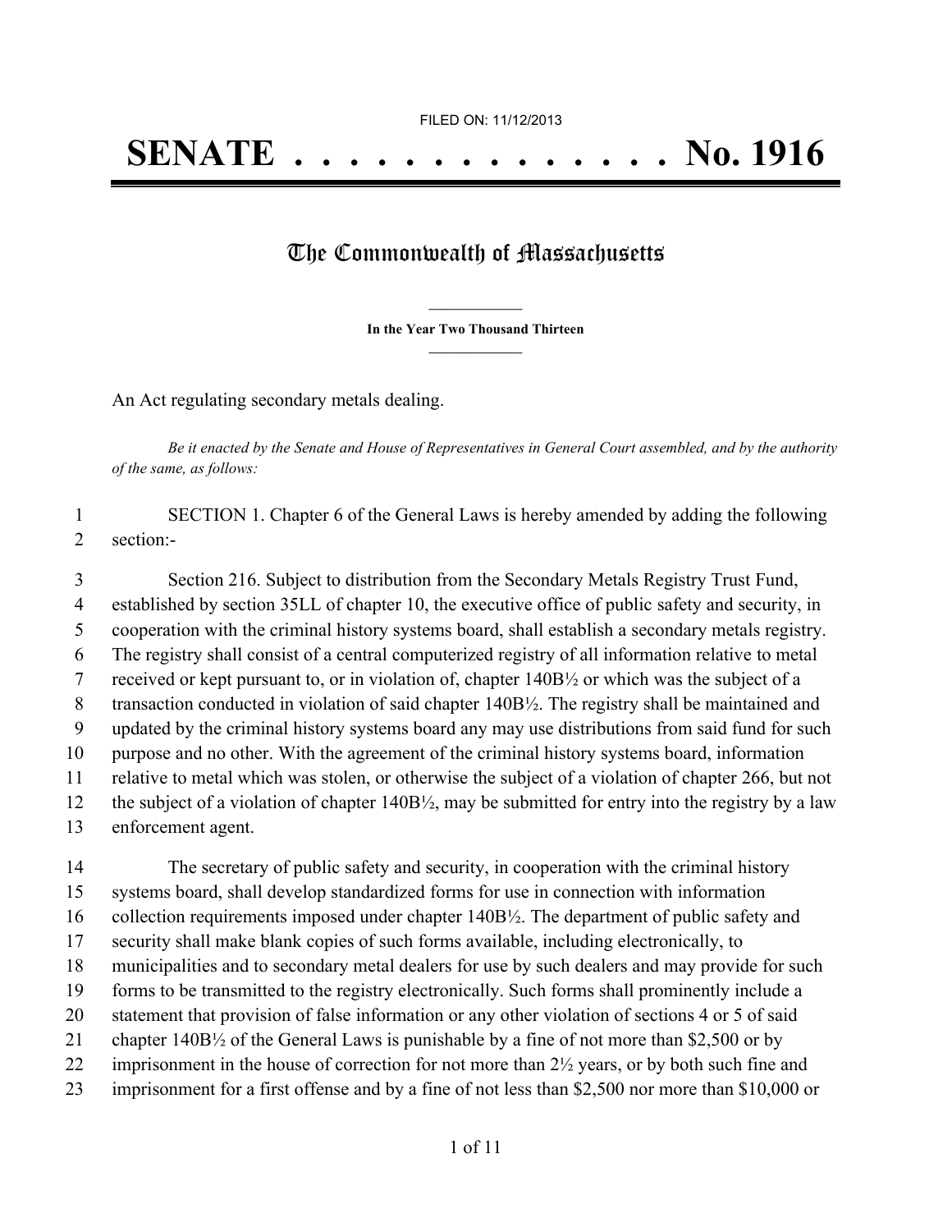FILED ON: 11/12/2013

# SENATE . . . . . . . . . . . . . . No. 1916

## The Commonwealth of Massachusetts

**In the Year Two Thousand Thirteen**

An Act regulating secondary metals dealing.

*Be it enacted by the Senate and House of Representatives in General Court assembled, and by the authority of the same, as follows:*

1 SECTION 1. Chapter 6 of the General Laws is hereby amended by adding the following
2 section:-

3 Section 216. Subject to distribution from the Secondary Metals Registry Trust Fund,
4 established by section 35LL of chapter 10, the executive office of public safety and security, in
5 cooperation with the criminal history systems board, shall establish a secondary metals registry.
6 The registry shall consist of a central computerized registry of all information relative to metal
7 received or kept pursuant to, or in violation of, chapter 140B½ or which was the subject of a
8 transaction conducted in violation of said chapter 140B½. The registry shall be maintained and
9 updated by the criminal history systems board any may use distributions from said fund for such
10 purpose and no other. With the agreement of the criminal history systems board, information
11 relative to metal which was stolen, or otherwise the subject of a violation of chapter 266, but not
12 the subject of a violation of chapter 140B½, may be submitted for entry into the registry by a law
13 enforcement agent.

14 The secretary of public safety and security, in cooperation with the criminal history
15 systems board, shall develop standardized forms for use in connection with information
16 collection requirements imposed under chapter 140B½. The department of public safety and
17 security shall make blank copies of such forms available, including electronically, to
18 municipalities and to secondary metal dealers for use by such dealers and may provide for such
19 forms to be transmitted to the registry electronically. Such forms shall prominently include a
20 statement that provision of false information or any other violation of sections 4 or 5 of said
21 chapter 140B½ of the General Laws is punishable by a fine of not more than $2,500 or by
22 imprisonment in the house of correction for not more than 2½ years, or by both such fine and
23 imprisonment for a first offense and by a fine of not less than $2,500 nor more than $10,000 or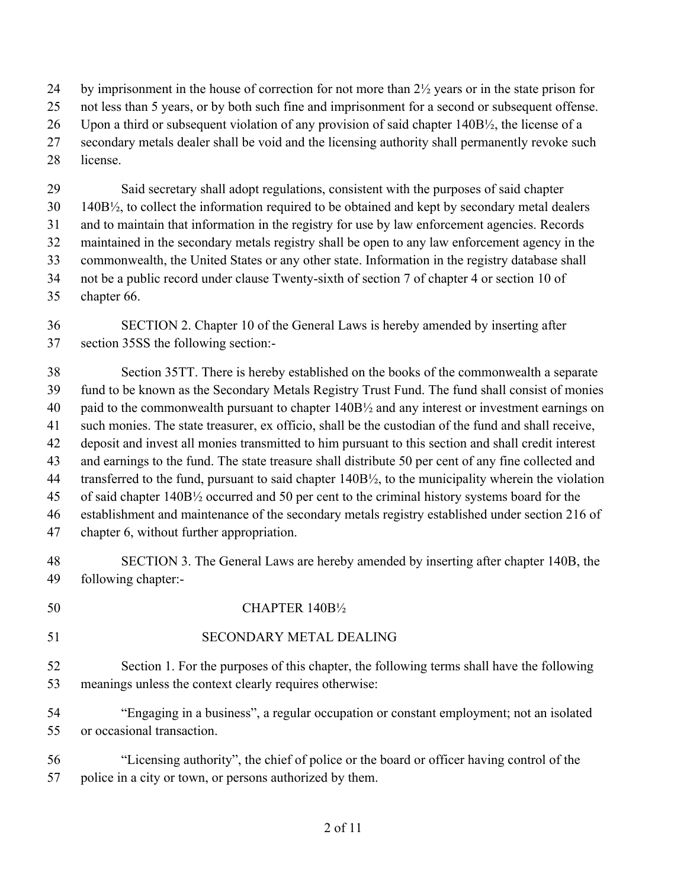by imprisonment in the house of correction for not more than 2½ years or in the state prison for not less than 5 years, or by both such fine and imprisonment for a second or subsequent offense. Upon a third or subsequent violation of any provision of said chapter 140B½, the license of a secondary metals dealer shall be void and the licensing authority shall permanently revoke such license.

Said secretary shall adopt regulations, consistent with the purposes of said chapter 140B½, to collect the information required to be obtained and kept by secondary metal dealers and to maintain that information in the registry for use by law enforcement agencies. Records maintained in the secondary metals registry shall be open to any law enforcement agency in the commonwealth, the United States or any other state. Information in the registry database shall not be a public record under clause Twenty-sixth of section 7 of chapter 4 or section 10 of chapter 66.

SECTION 2. Chapter 10 of the General Laws is hereby amended by inserting after section 35SS the following section:-

Section 35TT. There is hereby established on the books of the commonwealth a separate fund to be known as the Secondary Metals Registry Trust Fund. The fund shall consist of monies paid to the commonwealth pursuant to chapter 140B½ and any interest or investment earnings on such monies. The state treasurer, ex officio, shall be the custodian of the fund and shall receive, deposit and invest all monies transmitted to him pursuant to this section and shall credit interest and earnings to the fund. The state treasure shall distribute 50 per cent of any fine collected and transferred to the fund, pursuant to said chapter 140B½, to the municipality wherein the violation of said chapter 140B½ occurred and 50 per cent to the criminal history systems board for the establishment and maintenance of the secondary metals registry established under section 216 of chapter 6, without further appropriation.

SECTION 3. The General Laws are hereby amended by inserting after chapter 140B, the following chapter:-

CHAPTER 140B½

SECONDARY METAL DEALING

Section 1. For the purposes of this chapter, the following terms shall have the following meanings unless the context clearly requires otherwise:

"Engaging in a business", a regular occupation or constant employment; not an isolated or occasional transaction.

"Licensing authority", the chief of police or the board or officer having control of the police in a city or town, or persons authorized by them.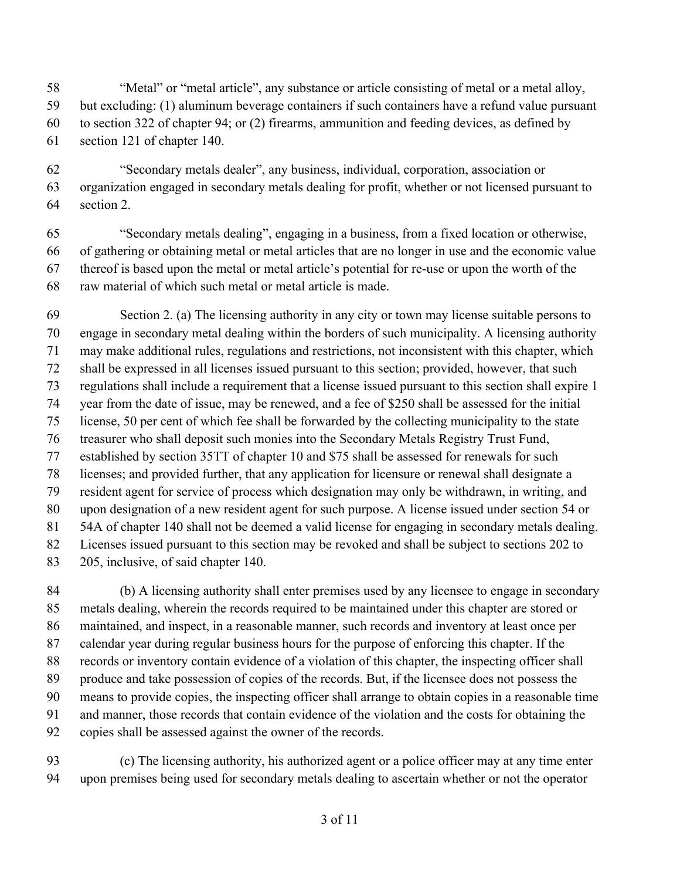"Metal" or "metal article", any substance or article consisting of metal or a metal alloy, but excluding: (1) aluminum beverage containers if such containers have a refund value pursuant to section 322 of chapter 94; or (2) firearms, ammunition and feeding devices, as defined by section 121 of chapter 140.

"Secondary metals dealer", any business, individual, corporation, association or organization engaged in secondary metals dealing for profit, whether or not licensed pursuant to section 2.

"Secondary metals dealing", engaging in a business, from a fixed location or otherwise, of gathering or obtaining metal or metal articles that are no longer in use and the economic value thereof is based upon the metal or metal article's potential for re-use or upon the worth of the raw material of which such metal or metal article is made.

Section 2. (a) The licensing authority in any city or town may license suitable persons to engage in secondary metal dealing within the borders of such municipality. A licensing authority may make additional rules, regulations and restrictions, not inconsistent with this chapter, which shall be expressed in all licenses issued pursuant to this section; provided, however, that such regulations shall include a requirement that a license issued pursuant to this section shall expire 1 year from the date of issue, may be renewed, and a fee of $250 shall be assessed for the initial license, 50 per cent of which fee shall be forwarded by the collecting municipality to the state treasurer who shall deposit such monies into the Secondary Metals Registry Trust Fund, established by section 35TT of chapter 10 and $75 shall be assessed for renewals for such licenses; and provided further, that any application for licensure or renewal shall designate a resident agent for service of process which designation may only be withdrawn, in writing, and upon designation of a new resident agent for such purpose. A license issued under section 54 or 54A of chapter 140 shall not be deemed a valid license for engaging in secondary metals dealing. Licenses issued pursuant to this section may be revoked and shall be subject to sections 202 to 205, inclusive, of said chapter 140.

(b) A licensing authority shall enter premises used by any licensee to engage in secondary metals dealing, wherein the records required to be maintained under this chapter are stored or maintained, and inspect, in a reasonable manner, such records and inventory at least once per calendar year during regular business hours for the purpose of enforcing this chapter. If the records or inventory contain evidence of a violation of this chapter, the inspecting officer shall produce and take possession of copies of the records. But, if the licensee does not possess the means to provide copies, the inspecting officer shall arrange to obtain copies in a reasonable time and manner, those records that contain evidence of the violation and the costs for obtaining the copies shall be assessed against the owner of the records.

(c) The licensing authority, his authorized agent or a police officer may at any time enter upon premises being used for secondary metals dealing to ascertain whether or not the operator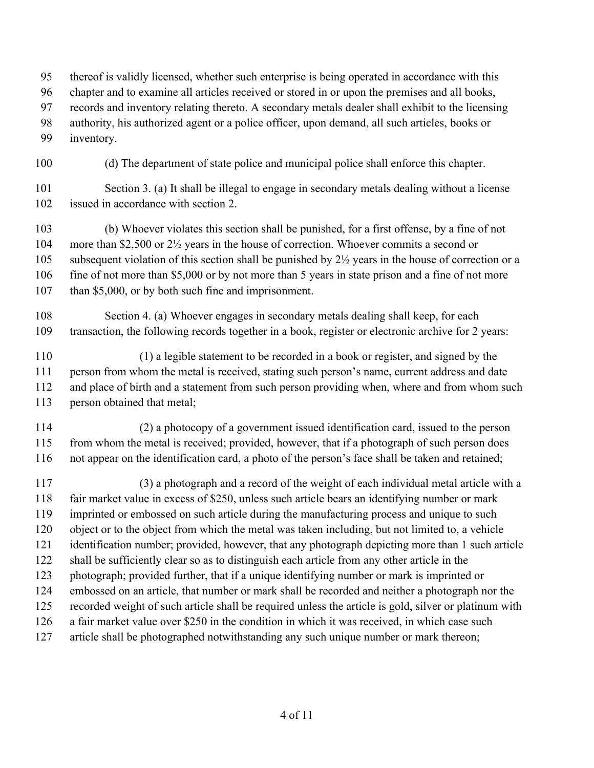thereof is validly licensed, whether such enterprise is being operated in accordance with this chapter and to examine all articles received or stored in or upon the premises and all books, records and inventory relating thereto. A secondary metals dealer shall exhibit to the licensing authority, his authorized agent or a police officer, upon demand, all such articles, books or inventory.

(d) The department of state police and municipal police shall enforce this chapter.

Section 3. (a) It shall be illegal to engage in secondary metals dealing without a license issued in accordance with section 2.

(b) Whoever violates this section shall be punished, for a first offense, by a fine of not more than $2,500 or 2½ years in the house of correction. Whoever commits a second or subsequent violation of this section shall be punished by 2½ years in the house of correction or a fine of not more than $5,000 or by not more than 5 years in state prison and a fine of not more than $5,000, or by both such fine and imprisonment.

Section 4. (a) Whoever engages in secondary metals dealing shall keep, for each transaction, the following records together in a book, register or electronic archive for 2 years:

(1) a legible statement to be recorded in a book or register, and signed by the person from whom the metal is received, stating such person's name, current address and date and place of birth and a statement from such person providing when, where and from whom such person obtained that metal;

(2) a photocopy of a government issued identification card, issued to the person from whom the metal is received; provided, however, that if a photograph of such person does not appear on the identification card, a photo of the person's face shall be taken and retained;

(3) a photograph and a record of the weight of each individual metal article with a fair market value in excess of $250, unless such article bears an identifying number or mark imprinted or embossed on such article during the manufacturing process and unique to such object or to the object from which the metal was taken including, but not limited to, a vehicle identification number; provided, however, that any photograph depicting more than 1 such article shall be sufficiently clear so as to distinguish each article from any other article in the photograph; provided further, that if a unique identifying number or mark is imprinted or embossed on an article, that number or mark shall be recorded and neither a photograph nor the recorded weight of such article shall be required unless the article is gold, silver or platinum with a fair market value over $250 in the condition in which it was received, in which case such article shall be photographed notwithstanding any such unique number or mark thereon;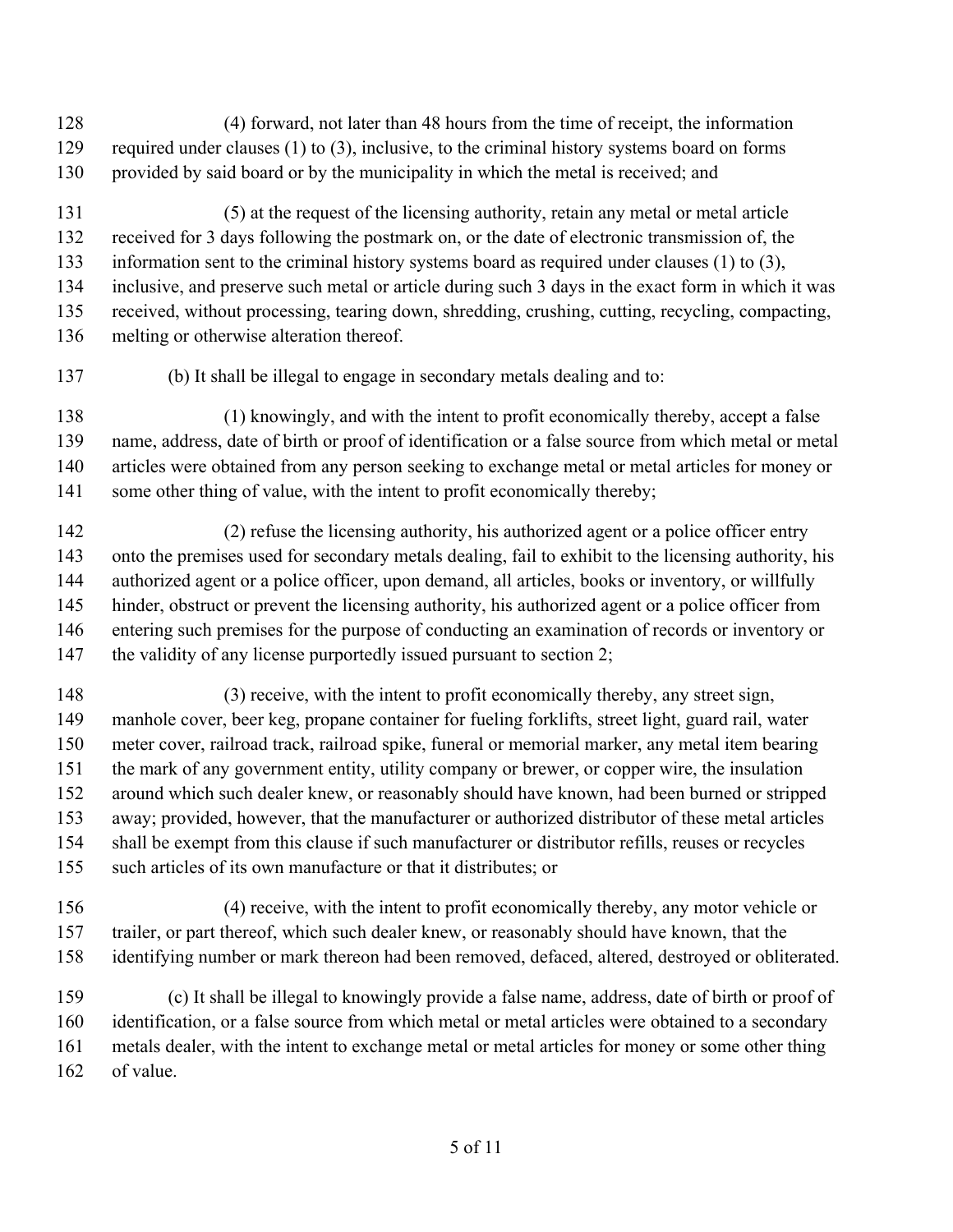(4) forward, not later than 48 hours from the time of receipt, the information required under clauses (1) to (3), inclusive, to the criminal history systems board on forms provided by said board or by the municipality in which the metal is received; and

(5) at the request of the licensing authority, retain any metal or metal article received for 3 days following the postmark on, or the date of electronic transmission of, the information sent to the criminal history systems board as required under clauses (1) to (3), inclusive, and preserve such metal or article during such 3 days in the exact form in which it was received, without processing, tearing down, shredding, crushing, cutting, recycling, compacting, melting or otherwise alteration thereof.

(b) It shall be illegal to engage in secondary metals dealing and to:

(1) knowingly, and with the intent to profit economically thereby, accept a false name, address, date of birth or proof of identification or a false source from which metal or metal articles were obtained from any person seeking to exchange metal or metal articles for money or some other thing of value, with the intent to profit economically thereby;

(2) refuse the licensing authority, his authorized agent or a police officer entry onto the premises used for secondary metals dealing, fail to exhibit to the licensing authority, his authorized agent or a police officer, upon demand, all articles, books or inventory, or willfully hinder, obstruct or prevent the licensing authority, his authorized agent or a police officer from entering such premises for the purpose of conducting an examination of records or inventory or the validity of any license purportedly issued pursuant to section 2;

(3) receive, with the intent to profit economically thereby, any street sign, manhole cover, beer keg, propane container for fueling forklifts, street light, guard rail, water meter cover, railroad track, railroad spike, funeral or memorial marker, any metal item bearing the mark of any government entity, utility company or brewer, or copper wire, the insulation around which such dealer knew, or reasonably should have known, had been burned or stripped away; provided, however, that the manufacturer or authorized distributor of these metal articles shall be exempt from this clause if such manufacturer or distributor refills, reuses or recycles such articles of its own manufacture or that it distributes; or

(4) receive, with the intent to profit economically thereby, any motor vehicle or trailer, or part thereof, which such dealer knew, or reasonably should have known, that the identifying number or mark thereon had been removed, defaced, altered, destroyed or obliterated.

(c) It shall be illegal to knowingly provide a false name, address, date of birth or proof of identification, or a false source from which metal or metal articles were obtained to a secondary metals dealer, with the intent to exchange metal or metal articles for money or some other thing of value.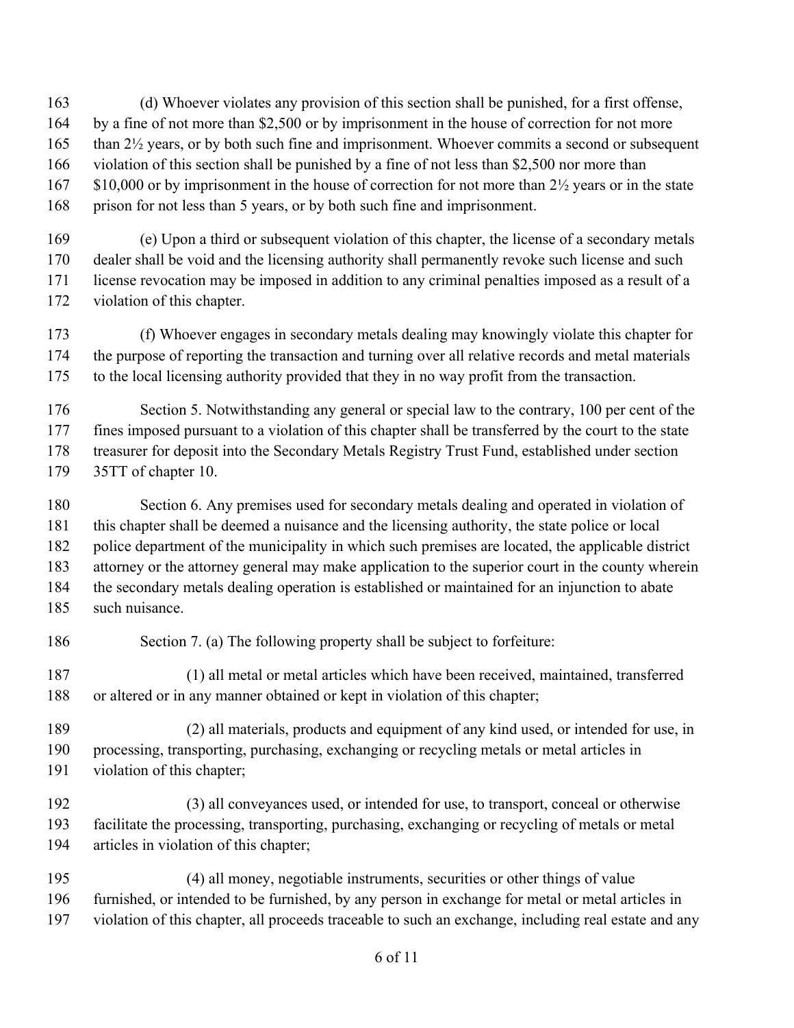(d) Whoever violates any provision of this section shall be punished, for a first offense, by a fine of not more than $2,500 or by imprisonment in the house of correction for not more than 2½ years, or by both such fine and imprisonment. Whoever commits a second or subsequent violation of this section shall be punished by a fine of not less than $2,500 nor more than $10,000 or by imprisonment in the house of correction for not more than 2½ years or in the state prison for not less than 5 years, or by both such fine and imprisonment.

(e) Upon a third or subsequent violation of this chapter, the license of a secondary metals dealer shall be void and the licensing authority shall permanently revoke such license and such license revocation may be imposed in addition to any criminal penalties imposed as a result of a violation of this chapter.

(f) Whoever engages in secondary metals dealing may knowingly violate this chapter for the purpose of reporting the transaction and turning over all relative records and metal materials to the local licensing authority provided that they in no way profit from the transaction.

Section 5. Notwithstanding any general or special law to the contrary, 100 per cent of the fines imposed pursuant to a violation of this chapter shall be transferred by the court to the state treasurer for deposit into the Secondary Metals Registry Trust Fund, established under section 35TT of chapter 10.

Section 6. Any premises used for secondary metals dealing and operated in violation of this chapter shall be deemed a nuisance and the licensing authority, the state police or local police department of the municipality in which such premises are located, the applicable district attorney or the attorney general may make application to the superior court in the county wherein the secondary metals dealing operation is established or maintained for an injunction to abate such nuisance.

Section 7. (a) The following property shall be subject to forfeiture:

(1) all metal or metal articles which have been received, maintained, transferred or altered or in any manner obtained or kept in violation of this chapter;

(2) all materials, products and equipment of any kind used, or intended for use, in processing, transporting, purchasing, exchanging or recycling metals or metal articles in violation of this chapter;

(3) all conveyances used, or intended for use, to transport, conceal or otherwise facilitate the processing, transporting, purchasing, exchanging or recycling of metals or metal articles in violation of this chapter;

(4) all money, negotiable instruments, securities or other things of value furnished, or intended to be furnished, by any person in exchange for metal or metal articles in violation of this chapter, all proceeds traceable to such an exchange, including real estate and any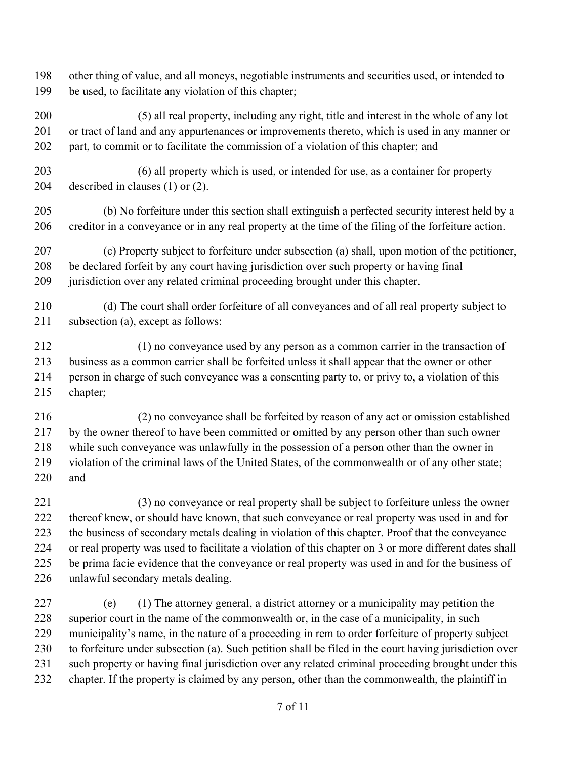other thing of value, and all moneys, negotiable instruments and securities used, or intended to be used, to facilitate any violation of this chapter;

(5) all real property, including any right, title and interest in the whole of any lot or tract of land and any appurtenances or improvements thereto, which is used in any manner or part, to commit or to facilitate the commission of a violation of this chapter; and

(6) all property which is used, or intended for use, as a container for property described in clauses (1) or (2).

(b) No forfeiture under this section shall extinguish a perfected security interest held by a creditor in a conveyance or in any real property at the time of the filing of the forfeiture action.

(c) Property subject to forfeiture under subsection (a) shall, upon motion of the petitioner, be declared forfeit by any court having jurisdiction over such property or having final jurisdiction over any related criminal proceeding brought under this chapter.

(d) The court shall order forfeiture of all conveyances and of all real property subject to subsection (a), except as follows:

(1) no conveyance used by any person as a common carrier in the transaction of business as a common carrier shall be forfeited unless it shall appear that the owner or other person in charge of such conveyance was a consenting party to, or privy to, a violation of this chapter;

(2) no conveyance shall be forfeited by reason of any act or omission established by the owner thereof to have been committed or omitted by any person other than such owner while such conveyance was unlawfully in the possession of a person other than the owner in violation of the criminal laws of the United States, of the commonwealth or of any other state; and

(3) no conveyance or real property shall be subject to forfeiture unless the owner thereof knew, or should have known, that such conveyance or real property was used in and for the business of secondary metals dealing in violation of this chapter. Proof that the conveyance or real property was used to facilitate a violation of this chapter on 3 or more different dates shall be prima facie evidence that the conveyance or real property was used in and for the business of unlawful secondary metals dealing.

(e) (1) The attorney general, a district attorney or a municipality may petition the superior court in the name of the commonwealth or, in the case of a municipality, in such municipality's name, in the nature of a proceeding in rem to order forfeiture of property subject to forfeiture under subsection (a). Such petition shall be filed in the court having jurisdiction over such property or having final jurisdiction over any related criminal proceeding brought under this chapter. If the property is claimed by any person, other than the commonwealth, the plaintiff in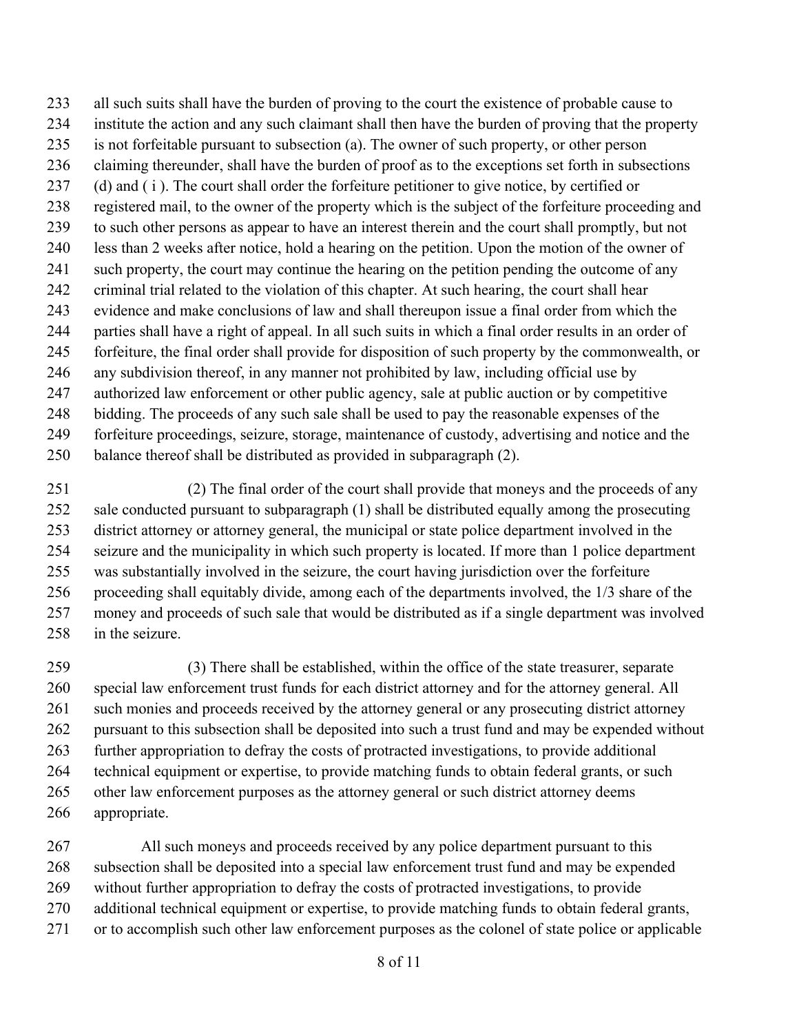all such suits shall have the burden of proving to the court the existence of probable cause to institute the action and any such claimant shall then have the burden of proving that the property is not forfeitable pursuant to subsection (a). The owner of such property, or other person claiming thereunder, shall have the burden of proof as to the exceptions set forth in subsections (d) and ( i ). The court shall order the forfeiture petitioner to give notice, by certified or registered mail, to the owner of the property which is the subject of the forfeiture proceeding and to such other persons as appear to have an interest therein and the court shall promptly, but not less than 2 weeks after notice, hold a hearing on the petition. Upon the motion of the owner of such property, the court may continue the hearing on the petition pending the outcome of any criminal trial related to the violation of this chapter. At such hearing, the court shall hear evidence and make conclusions of law and shall thereupon issue a final order from which the parties shall have a right of appeal. In all such suits in which a final order results in an order of forfeiture, the final order shall provide for disposition of such property by the commonwealth, or any subdivision thereof, in any manner not prohibited by law, including official use by authorized law enforcement or other public agency, sale at public auction or by competitive bidding. The proceeds of any such sale shall be used to pay the reasonable expenses of the forfeiture proceedings, seizure, storage, maintenance of custody, advertising and notice and the balance thereof shall be distributed as provided in subparagraph (2).

(2) The final order of the court shall provide that moneys and the proceeds of any sale conducted pursuant to subparagraph (1) shall be distributed equally among the prosecuting district attorney or attorney general, the municipal or state police department involved in the seizure and the municipality in which such property is located. If more than 1 police department was substantially involved in the seizure, the court having jurisdiction over the forfeiture proceeding shall equitably divide, among each of the departments involved, the 1/3 share of the money and proceeds of such sale that would be distributed as if a single department was involved in the seizure.

(3) There shall be established, within the office of the state treasurer, separate special law enforcement trust funds for each district attorney and for the attorney general. All such monies and proceeds received by the attorney general or any prosecuting district attorney pursuant to this subsection shall be deposited into such a trust fund and may be expended without further appropriation to defray the costs of protracted investigations, to provide additional technical equipment or expertise, to provide matching funds to obtain federal grants, or such other law enforcement purposes as the attorney general or such district attorney deems appropriate.

All such moneys and proceeds received by any police department pursuant to this subsection shall be deposited into a special law enforcement trust fund and may be expended without further appropriation to defray the costs of protracted investigations, to provide additional technical equipment or expertise, to provide matching funds to obtain federal grants, or to accomplish such other law enforcement purposes as the colonel of state police or applicable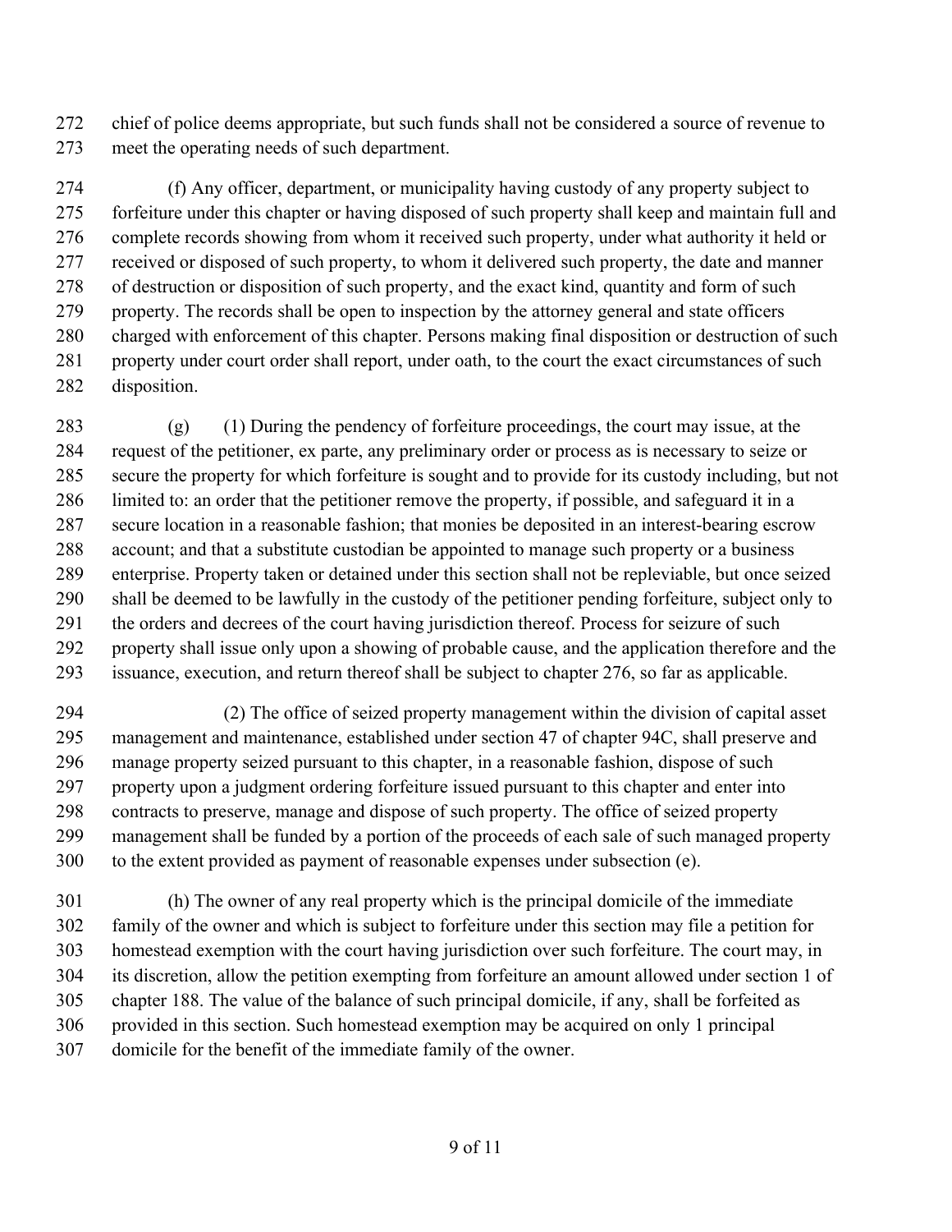chief of police deems appropriate, but such funds shall not be considered a source of revenue to meet the operating needs of such department.

(f) Any officer, department, or municipality having custody of any property subject to forfeiture under this chapter or having disposed of such property shall keep and maintain full and complete records showing from whom it received such property, under what authority it held or received or disposed of such property, to whom it delivered such property, the date and manner of destruction or disposition of such property, and the exact kind, quantity and form of such property. The records shall be open to inspection by the attorney general and state officers charged with enforcement of this chapter. Persons making final disposition or destruction of such property under court order shall report, under oath, to the court the exact circumstances of such disposition.

(g) (1) During the pendency of forfeiture proceedings, the court may issue, at the request of the petitioner, ex parte, any preliminary order or process as is necessary to seize or secure the property for which forfeiture is sought and to provide for its custody including, but not limited to: an order that the petitioner remove the property, if possible, and safeguard it in a secure location in a reasonable fashion; that monies be deposited in an interest-bearing escrow account; and that a substitute custodian be appointed to manage such property or a business enterprise. Property taken or detained under this section shall not be repleviable, but once seized shall be deemed to be lawfully in the custody of the petitioner pending forfeiture, subject only to the orders and decrees of the court having jurisdiction thereof. Process for seizure of such property shall issue only upon a showing of probable cause, and the application therefore and the issuance, execution, and return thereof shall be subject to chapter 276, so far as applicable.

(2) The office of seized property management within the division of capital asset management and maintenance, established under section 47 of chapter 94C, shall preserve and manage property seized pursuant to this chapter, in a reasonable fashion, dispose of such property upon a judgment ordering forfeiture issued pursuant to this chapter and enter into contracts to preserve, manage and dispose of such property. The office of seized property management shall be funded by a portion of the proceeds of each sale of such managed property to the extent provided as payment of reasonable expenses under subsection (e).

(h) The owner of any real property which is the principal domicile of the immediate family of the owner and which is subject to forfeiture under this section may file a petition for homestead exemption with the court having jurisdiction over such forfeiture. The court may, in its discretion, allow the petition exempting from forfeiture an amount allowed under section 1 of chapter 188. The value of the balance of such principal domicile, if any, shall be forfeited as provided in this section. Such homestead exemption may be acquired on only 1 principal domicile for the benefit of the immediate family of the owner.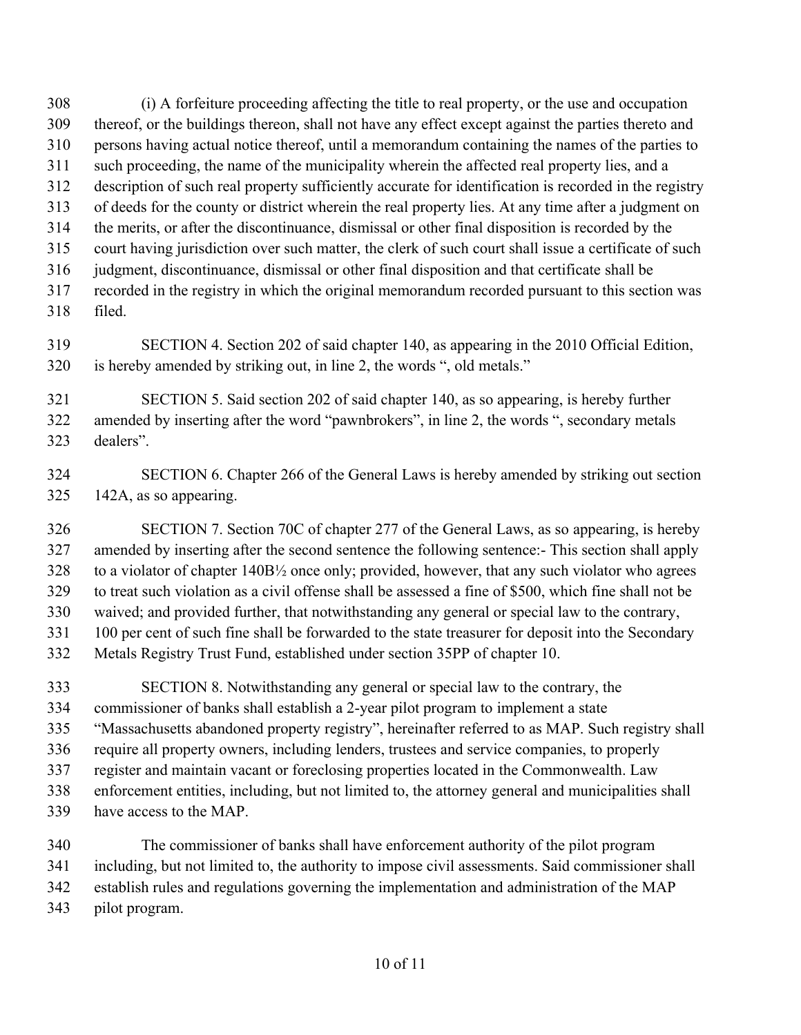(i) A forfeiture proceeding affecting the title to real property, or the use and occupation thereof, or the buildings thereon, shall not have any effect except against the parties thereto and persons having actual notice thereof, until a memorandum containing the names of the parties to such proceeding, the name of the municipality wherein the affected real property lies, and a description of such real property sufficiently accurate for identification is recorded in the registry of deeds for the county or district wherein the real property lies. At any time after a judgment on the merits, or after the discontinuance, dismissal or other final disposition is recorded by the court having jurisdiction over such matter, the clerk of such court shall issue a certificate of such judgment, discontinuance, dismissal or other final disposition and that certificate shall be recorded in the registry in which the original memorandum recorded pursuant to this section was filed.

SECTION 4. Section 202 of said chapter 140, as appearing in the 2010 Official Edition, is hereby amended by striking out, in line 2, the words ", old metals."

SECTION 5. Said section 202 of said chapter 140, as so appearing, is hereby further amended by inserting after the word "pawnbrokers", in line 2, the words ", secondary metals dealers".

SECTION 6. Chapter 266 of the General Laws is hereby amended by striking out section 142A, as so appearing.

SECTION 7. Section 70C of chapter 277 of the General Laws, as so appearing, is hereby amended by inserting after the second sentence the following sentence:- This section shall apply to a violator of chapter 140B½ once only; provided, however, that any such violator who agrees to treat such violation as a civil offense shall be assessed a fine of $500, which fine shall not be waived; and provided further, that notwithstanding any general or special law to the contrary, 100 per cent of such fine shall be forwarded to the state treasurer for deposit into the Secondary Metals Registry Trust Fund, established under section 35PP of chapter 10.

SECTION 8. Notwithstanding any general or special law to the contrary, the commissioner of banks shall establish a 2-year pilot program to implement a state "Massachusetts abandoned property registry", hereinafter referred to as MAP. Such registry shall require all property owners, including lenders, trustees and service companies, to properly register and maintain vacant or foreclosing properties located in the Commonwealth. Law enforcement entities, including, but not limited to, the attorney general and municipalities shall have access to the MAP.

The commissioner of banks shall have enforcement authority of the pilot program including, but not limited to, the authority to impose civil assessments. Said commissioner shall establish rules and regulations governing the implementation and administration of the MAP pilot program.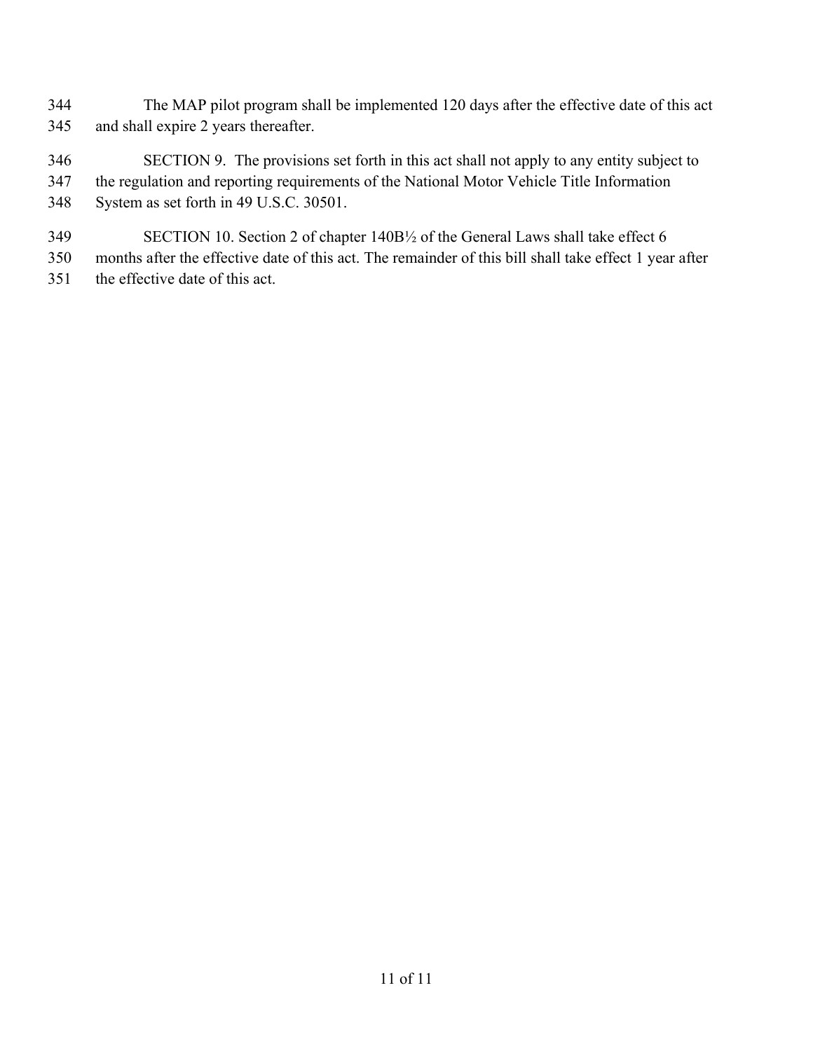The MAP pilot program shall be implemented 120 days after the effective date of this act and shall expire 2 years thereafter.

SECTION 9. The provisions set forth in this act shall not apply to any entity subject to the regulation and reporting requirements of the National Motor Vehicle Title Information System as set forth in 49 U.S.C. 30501.

SECTION 10. Section 2 of chapter 140B½ of the General Laws shall take effect 6 months after the effective date of this act. The remainder of this bill shall take effect 1 year after the effective date of this act.